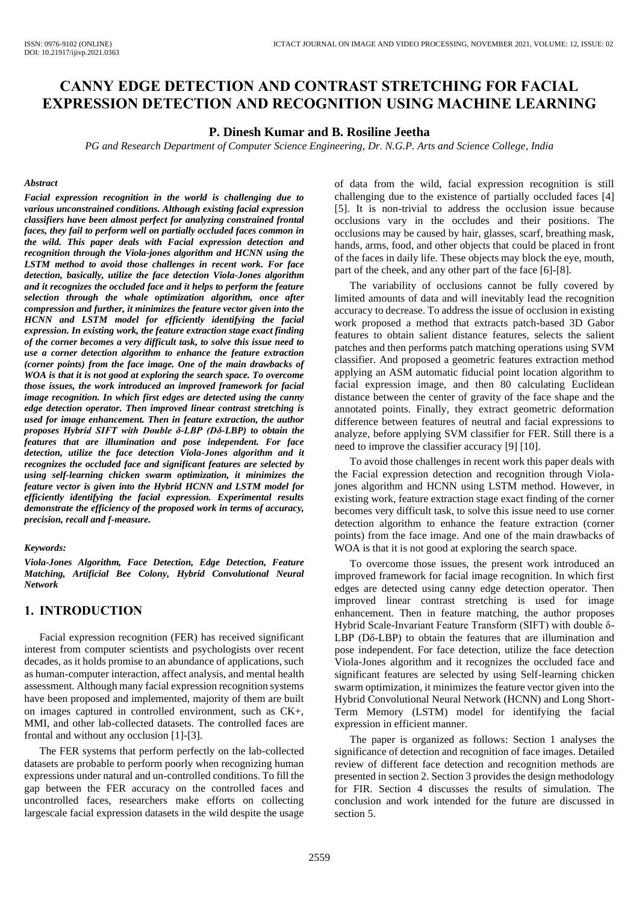# CANNY EDGE DETECTION AND CONTRAST STRETCHING FOR FACIAL EXPRESSION DETECTION AND RECOGNITION USING MACHINE LEARNING

**P. Dinesh Kumar and B. Rosiline Jeetha**

*PG and Research Department of Computer Science Engineering, Dr. N.G.P. Arts and Science College, India*

### *Abstract*

***Facial expression recognition in the world is challenging due to various unconstrained conditions. Although existing facial expression classifiers have been almost perfect for analyzing constrained frontal faces, they fail to perform well on partially occluded faces common in the wild. This paper deals with Facial expression detection and recognition through the Viola-jones algorithm and HCNN using the LSTM method to avoid those challenges in recent work. For face detection, basically, utilize the face detection Viola-Jones algorithm and it recognizes the occluded face and it helps to perform the feature selection through the whale optimization algorithm, once after compression and further, it minimizes the feature vector given into the HCNN and LSTM model for efficiently identifying the facial expression. In existing work, the feature extraction stage exact finding of the corner becomes a very difficult task, to solve this issue need to use a corner detection algorithm to enhance the feature extraction (corner points) from the face image. One of the main drawbacks of WOA is that it is not good at exploring the search space. To overcome those issues, the work introduced an improved framework for facial image recognition. In which first edges are detected using the canny edge detection operator. Then improved linear contrast stretching is used for image enhancement. Then in feature extraction, the author proposes Hybrid SIFT with Double δ-LBP (Dδ-LBP) to obtain the features that are illumination and pose independent. For face detection, utilize the face detection Viola-Jones algorithm and it recognizes the occluded face and significant features are selected by using self-learning chicken swarm optimization, it minimizes the feature vector is given into the Hybrid HCNN and LSTM model for efficiently identifying the facial expression. Experimental results demonstrate the efficiency of the proposed work in terms of accuracy, precision, recall and f-measure.***

### *Keywords:*

***Viola-Jones Algorithm, Face Detection, Edge Detection, Feature Matching, Artificial Bee Colony, Hybrid Convolutional Neural Network***

## 1. INTRODUCTION

Facial expression recognition (FER) has received significant interest from computer scientists and psychologists over recent decades, as it holds promise to an abundance of applications, such as human-computer interaction, affect analysis, and mental health assessment. Although many facial expression recognition systems have been proposed and implemented, majority of them are built on images captured in controlled environment, such as CK+, MMI, and other lab-collected datasets. The controlled faces are frontal and without any occlusion [1]-[3].

The FER systems that perform perfectly on the lab-collected datasets are probable to perform poorly when recognizing human expressions under natural and un-controlled conditions. To fill the gap between the FER accuracy on the controlled faces and uncontrolled faces, researchers make efforts on collecting largescale facial expression datasets in the wild despite the usage of data from the wild, facial expression recognition is still challenging due to the existence of partially occluded faces [4] [5]. It is non-trivial to address the occlusion issue because occlusions vary in the occludes and their positions. The occlusions may be caused by hair, glasses, scarf, breathing mask, hands, arms, food, and other objects that could be placed in front of the faces in daily life. These objects may block the eye, mouth, part of the cheek, and any other part of the face [6]-[8].

The variability of occlusions cannot be fully covered by limited amounts of data and will inevitably lead the recognition accuracy to decrease. To address the issue of occlusion in existing work proposed a method that extracts patch-based 3D Gabor features to obtain salient distance features, selects the salient patches and then performs patch matching operations using SVM classifier. And proposed a geometric features extraction method applying an ASM automatic fiducial point location algorithm to facial expression image, and then 80 calculating Euclidean distance between the center of gravity of the face shape and the annotated points. Finally, they extract geometric deformation difference between features of neutral and facial expressions to analyze, before applying SVM classifier for FER. Still there is a need to improve the classifier accuracy [9] [10].

To avoid those challenges in recent work this paper deals with the Facial expression detection and recognition through Viola-jones algorithm and HCNN using LSTM method. However, in existing work, feature extraction stage exact finding of the corner becomes very difficult task, to solve this issue need to use corner detection algorithm to enhance the feature extraction (corner points) from the face image. And one of the main drawbacks of WOA is that it is not good at exploring the search space.

To overcome those issues, the present work introduced an improved framework for facial image recognition. In which first edges are detected using canny edge detection operator. Then improved linear contrast stretching is used for image enhancement. Then in feature matching, the author proposes Hybrid Scale-Invariant Feature Transform (SIFT) with double δ-LBP (Dδ-LBP) to obtain the features that are illumination and pose independent. For face detection, utilize the face detection Viola-Jones algorithm and it recognizes the occluded face and significant features are selected by using Self-learning chicken swarm optimization, it minimizes the feature vector given into the Hybrid Convolutional Neural Network (HCNN) and Long Short-Term Memory (LSTM) model for identifying the facial expression in efficient manner.

The paper is organized as follows: Section 1 analyses the significance of detection and recognition of face images. Detailed review of different face detection and recognition methods are presented in section 2. Section 3 provides the design methodology for FIR. Section 4 discusses the results of simulation. The conclusion and work intended for the future are discussed in section 5.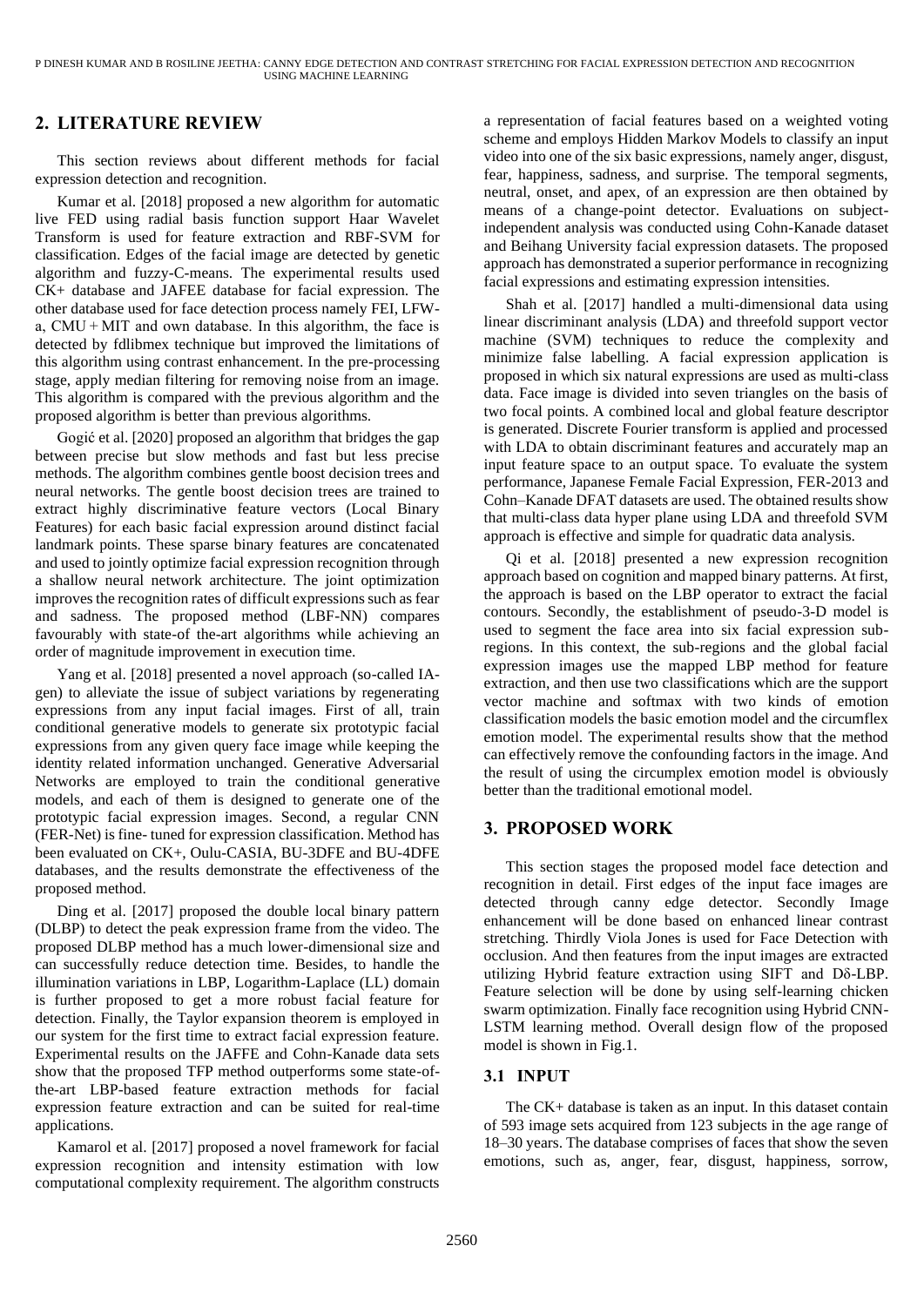## 2. LITERATURE REVIEW

This section reviews about different methods for facial expression detection and recognition.

Kumar et al. [2018] proposed a new algorithm for automatic live FED using radial basis function support Haar Wavelet Transform is used for feature extraction and RBF-SVM for classification. Edges of the facial image are detected by genetic algorithm and fuzzy-C-means. The experimental results used CK+ database and JAFEE database for facial expression. The other database used for face detection process namely FEI, LFW-a, CMU + MIT and own database. In this algorithm, the face is detected by fdlibmex technique but improved the limitations of this algorithm using contrast enhancement. In the pre-processing stage, apply median filtering for removing noise from an image. This algorithm is compared with the previous algorithm and the proposed algorithm is better than previous algorithms.

Gogić et al. [2020] proposed an algorithm that bridges the gap between precise but slow methods and fast but less precise methods. The algorithm combines gentle boost decision trees and neural networks. The gentle boost decision trees are trained to extract highly discriminative feature vectors (Local Binary Features) for each basic facial expression around distinct facial landmark points. These sparse binary features are concatenated and used to jointly optimize facial expression recognition through a shallow neural network architecture. The joint optimization improves the recognition rates of difficult expressions such as fear and sadness. The proposed method (LBF-NN) compares favourably with state-of the-art algorithms while achieving an order of magnitude improvement in execution time.

Yang et al. [2018] presented a novel approach (so-called IA-gen) to alleviate the issue of subject variations by regenerating expressions from any input facial images. First of all, train conditional generative models to generate six prototypic facial expressions from any given query face image while keeping the identity related information unchanged. Generative Adversarial Networks are employed to train the conditional generative models, and each of them is designed to generate one of the prototypic facial expression images. Second, a regular CNN (FER-Net) is fine- tuned for expression classification. Method has been evaluated on CK+, Oulu-CASIA, BU-3DFE and BU-4DFE databases, and the results demonstrate the effectiveness of the proposed method.

Ding et al. [2017] proposed the double local binary pattern (DLBP) to detect the peak expression frame from the video. The proposed DLBP method has a much lower-dimensional size and can successfully reduce detection time. Besides, to handle the illumination variations in LBP, Logarithm-Laplace (LL) domain is further proposed to get a more robust facial feature for detection. Finally, the Taylor expansion theorem is employed in our system for the first time to extract facial expression feature. Experimental results on the JAFFE and Cohn-Kanade data sets show that the proposed TFP method outperforms some state-of-the-art LBP-based feature extraction methods for facial expression feature extraction and can be suited for real-time applications.

Kamarol et al. [2017] proposed a novel framework for facial expression recognition and intensity estimation with low computational complexity requirement. The algorithm constructs a representation of facial features based on a weighted voting scheme and employs Hidden Markov Models to classify an input video into one of the six basic expressions, namely anger, disgust, fear, happiness, sadness, and surprise. The temporal segments, neutral, onset, and apex, of an expression are then obtained by means of a change-point detector. Evaluations on subject-independent analysis was conducted using Cohn-Kanade dataset and Beihang University facial expression datasets. The proposed approach has demonstrated a superior performance in recognizing facial expressions and estimating expression intensities.

Shah et al. [2017] handled a multi-dimensional data using linear discriminant analysis (LDA) and threefold support vector machine (SVM) techniques to reduce the complexity and minimize false labelling. A facial expression application is proposed in which six natural expressions are used as multi-class data. Face image is divided into seven triangles on the basis of two focal points. A combined local and global feature descriptor is generated. Discrete Fourier transform is applied and processed with LDA to obtain discriminant features and accurately map an input feature space to an output space. To evaluate the system performance, Japanese Female Facial Expression, FER-2013 and Cohn–Kanade DFAT datasets are used. The obtained results show that multi-class data hyper plane using LDA and threefold SVM approach is effective and simple for quadratic data analysis.

Qi et al. [2018] presented a new expression recognition approach based on cognition and mapped binary patterns. At first, the approach is based on the LBP operator to extract the facial contours. Secondly, the establishment of pseudo-3-D model is used to segment the face area into six facial expression sub-regions. In this context, the sub-regions and the global facial expression images use the mapped LBP method for feature extraction, and then use two classifications which are the support vector machine and softmax with two kinds of emotion classification models the basic emotion model and the circumflex emotion model. The experimental results show that the method can effectively remove the confounding factors in the image. And the result of using the circumplex emotion model is obviously better than the traditional emotional model.

## 3. PROPOSED WORK

This section stages the proposed model face detection and recognition in detail. First edges of the input face images are detected through canny edge detector. Secondly Image enhancement will be done based on enhanced linear contrast stretching. Thirdly Viola Jones is used for Face Detection with occlusion. And then features from the input images are extracted utilizing Hybrid feature extraction using SIFT and Dδ-LBP. Feature selection will be done by using self-learning chicken swarm optimization. Finally face recognition using Hybrid CNN-LSTM learning method. Overall design flow of the proposed model is shown in Fig.1.

### 3.1 INPUT

The CK+ database is taken as an input. In this dataset contain of 593 image sets acquired from 123 subjects in the age range of 18–30 years. The database comprises of faces that show the seven emotions, such as, anger, fear, disgust, happiness, sorrow,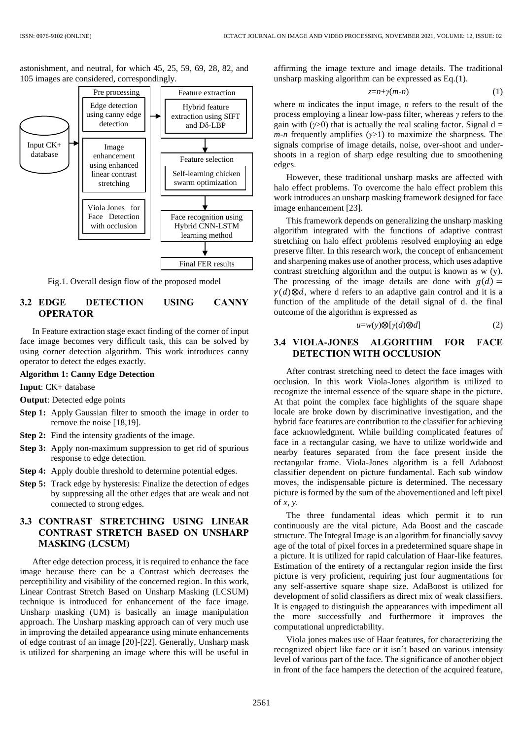astonishment, and neutral, for which 45, 25, 59, 69, 28, 82, and 105 images are considered, correspondingly.

Fig.1. Overall design flow of the proposed model

### 3.2 EDGE DETECTION USING CANNY OPERATOR

In Feature extraction stage exact finding of the corner of input face image becomes very difficult task, this can be solved by using corner detection algorithm. This work introduces canny operator to detect the edges exactly.

**Algorithm 1: Canny Edge Detection**

**Input**: CK+ database

**Output**: Detected edge points

**Step 1:** Apply Gaussian filter to smooth the image in order to remove the noise [18,19].

**Step 2:** Find the intensity gradients of the image.

**Step 3:** Apply non-maximum suppression to get rid of spurious response to edge detection.

**Step 4:** Apply double threshold to determine potential edges.

**Step 5:** Track edge by hysteresis: Finalize the detection of edges by suppressing all the other edges that are weak and not connected to strong edges.

### 3.3 CONTRAST STRETCHING USING LINEAR CONTRAST STRETCH BASED ON UNSHARP MASKING (LCSUM)

After edge detection process, it is required to enhance the face image because there can be a Contrast which decreases the perceptibility and visibility of the concerned region. In this work, Linear Contrast Stretch Based on Unsharp Masking (LCSUM) technique is introduced for enhancement of the face image. Unsharp masking (UM) is basically an image manipulation approach. The Unsharp masking approach can of very much use in improving the detailed appearance using minute enhancements of edge contrast of an image [20]-[22]. Generally, Unsharp mask is utilized for sharpening an image where this will be useful in affirming the image texture and image details. The traditional unsharp masking algorithm can be expressed as Eq.(1).

$$z=n+\gamma(m-n) \tag{1}$$

where $m$ indicates the input image, $n$ refers to the result of the process employing a linear low-pass filter, whereas $\gamma$ refers to the gain with ($\gamma$>0) that is actually the real scaling factor. Signal $d = m-n$ frequently amplifies ($\gamma$>1) to maximize the sharpness. The signals comprise of image details, noise, over-shoot and under-shoots in a region of sharp edge resulting due to smoothening edges.

However, these traditional unsharp masks are affected with halo effect problems. To overcome the halo effect problem this work introduces an unsharp masking framework designed for face image enhancement [23].

This framework depends on generalizing the unsharp masking algorithm integrated with the functions of adaptive contrast stretching on halo effect problems resolved employing an edge preserve filter. In this research work, the concept of enhancement and sharpening makes use of another process, which uses adaptive contrast stretching algorithm and the output is known as w (y). The processing of the image details are done with $g(d) = \gamma(d)\otimes d$, where d refers to an adaptive gain control and it is a function of the amplitude of the detail signal of d. the final outcome of the algorithm is expressed as

$$u=w(y)\otimes[\gamma(d)\otimes d] \tag{2}$$

### 3.4 VIOLA-JONES ALGORITHM FOR FACE DETECTION WITH OCCLUSION

After contrast stretching need to detect the face images with occlusion. In this work Viola-Jones algorithm is utilized to recognize the internal essence of the square shape in the picture. At that point the complex face highlights of the square shape locale are broke down by discriminative investigation, and the hybrid face features are contribution to the classifier for achieving face acknowledgment. While building complicated features of face in a rectangular casing, we have to utilize worldwide and nearby features separated from the face present inside the rectangular frame. Viola-Jones algorithm is a fell Adaboost classifier dependent on picture fundamental. Each sub window moves, the indispensable picture is determined. The necessary picture is formed by the sum of the abovementioned and left pixel of $x$, $y$.

The three fundamental ideas which permit it to run continuously are the vital picture, Ada Boost and the cascade structure. The Integral Image is an algorithm for financially savvy age of the total of pixel forces in a predetermined square shape in a picture. It is utilized for rapid calculation of Haar-like features. Estimation of the entirety of a rectangular region inside the first picture is very proficient, requiring just four augmentations for any self-assertive square shape size. AdaBoost is utilized for development of solid classifiers as direct mix of weak classifiers. It is engaged to distinguish the appearances with impediment all the more successfully and furthermore it improves the computational unpredictability.

Viola jones makes use of Haar features, for characterizing the recognized object like face or it isn't based on various intensity level of various part of the face. The significance of another object in front of the face hampers the detection of the acquired feature,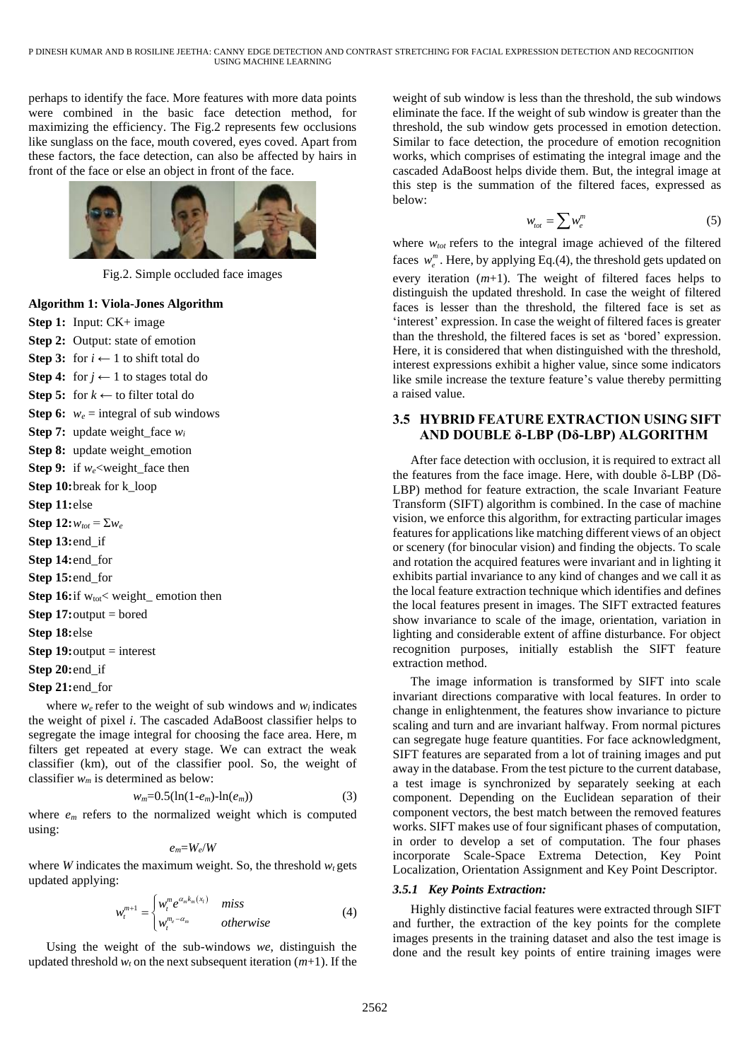perhaps to identify the face. More features with more data points were combined in the basic face detection method, for maximizing the efficiency. The Fig.2 represents few occlusions like sunglass on the face, mouth covered, eyes coved. Apart from these factors, the face detection, can also be affected by hairs in front of the face or else an object in front of the face.

Fig.2. Simple occluded face images

**Algorithm 1: Viola-Jones Algorithm**

**Step 1:** Input: CK+ image

**Step 2:** Output: state of emotion

**Step 3:** for $i \leftarrow 1$ to shift total do

**Step 4:** for $j \leftarrow 1$ to stages total do

**Step 5:** for $k \leftarrow$ to filter total do

**Step 6:** $w_e$ = integral of sub windows

**Step 7:** update weight_face $w_i$

**Step 8:** update weight_emotion

**Step 9:** if $w_e$<weight_face then

**Step 10:** break for k_loop

**Step 11:** else

**Step 12:** $w_{tot} = \Sigma w_e$

**Step 13:** end_if

**Step 14:** end_for

**Step 15:** end_for

**Step 16:** if $w_{tot}$< weight_ emotion then

**Step 17:** output = bored

**Step 18:** else

**Step 19:** output = interest

**Step 20:** end_if

**Step 21:** end_for

where $w_e$ refer to the weight of sub windows and $w_i$ indicates the weight of pixel $i$. The cascaded AdaBoost classifier helps to segregate the image integral for choosing the face area. Here, m filters get repeated at every stage. We can extract the weak classifier (km), out of the classifier pool. So, the weight of classifier $w_m$ is determined as below:

$$w_m=0.5(\ln(1-e_m)-\ln(e_m)) \quad (3)$$

where $e_m$ refers to the normalized weight which is computed using:

$$e_m=W_e/W$$

where $W$ indicates the maximum weight. So, the threshold $w_t$ gets updated applying:

$$w_t^{m+1} = \begin{cases} w_t^m e^{\alpha_m k_m(x_i)} & miss \\ w_t^{m_e - \alpha_m} & otherwise \end{cases} \quad (4)$$

Using the weight of the sub-windows *we*, distinguish the updated threshold $w_t$ on the next subsequent iteration ($m$+1). If the weight of sub window is less than the threshold, the sub windows eliminate the face. If the weight of sub window is greater than the threshold, the sub window gets processed in emotion detection. Similar to face detection, the procedure of emotion recognition works, which comprises of estimating the integral image and the cascaded AdaBoost helps divide them. But, the integral image at this step is the summation of the filtered faces, expressed as below:

$$w_{tot} = \sum w_e^m \quad (5)$$

where $w_{tot}$ refers to the integral image achieved of the filtered faces $w_e^m$. Here, by applying Eq.(4), the threshold gets updated on every iteration ($m$+1). The weight of filtered faces helps to distinguish the updated threshold. In case the weight of filtered faces is lesser than the threshold, the filtered face is set as 'interest' expression. In case the weight of filtered faces is greater than the threshold, the filtered faces is set as 'bored' expression. Here, it is considered that when distinguished with the threshold, interest expressions exhibit a higher value, since some indicators like smile increase the texture feature's value thereby permitting a raised value.

## 3.5 HYBRID FEATURE EXTRACTION USING SIFT AND DOUBLE δ-LBP (Dδ-LBP) ALGORITHM

After face detection with occlusion, it is required to extract all the features from the face image. Here, with double δ-LBP (Dδ-LBP) method for feature extraction, the scale Invariant Feature Transform (SIFT) algorithm is combined. In the case of machine vision, we enforce this algorithm, for extracting particular images features for applications like matching different views of an object or scenery (for binocular vision) and finding the objects. To scale and rotation the acquired features were invariant and in lighting it exhibits partial invariance to any kind of changes and we call it as the local feature extraction technique which identifies and defines the local features present in images. The SIFT extracted features show invariance to scale of the image, orientation, variation in lighting and considerable extent of affine disturbance. For object recognition purposes, initially establish the SIFT feature extraction method.

The image information is transformed by SIFT into scale invariant directions comparative with local features. In order to change in enlightenment, the features show invariance to picture scaling and turn and are invariant halfway. From normal pictures can segregate huge feature quantities. For face acknowledgment, SIFT features are separated from a lot of training images and put away in the database. From the test picture to the current database, a test image is synchronized by separately seeking at each component. Depending on the Euclidean separation of their component vectors, the best match between the removed features works. SIFT makes use of four significant phases of computation, in order to develop a set of computation. The four phases incorporate Scale-Space Extrema Detection, Key Point Localization, Orientation Assignment and Key Point Descriptor.

### *3.5.1 Key Points Extraction:*

Highly distinctive facial features were extracted through SIFT and further, the extraction of the key points for the complete images presents in the training dataset and also the test image is done and the result key points of entire training images were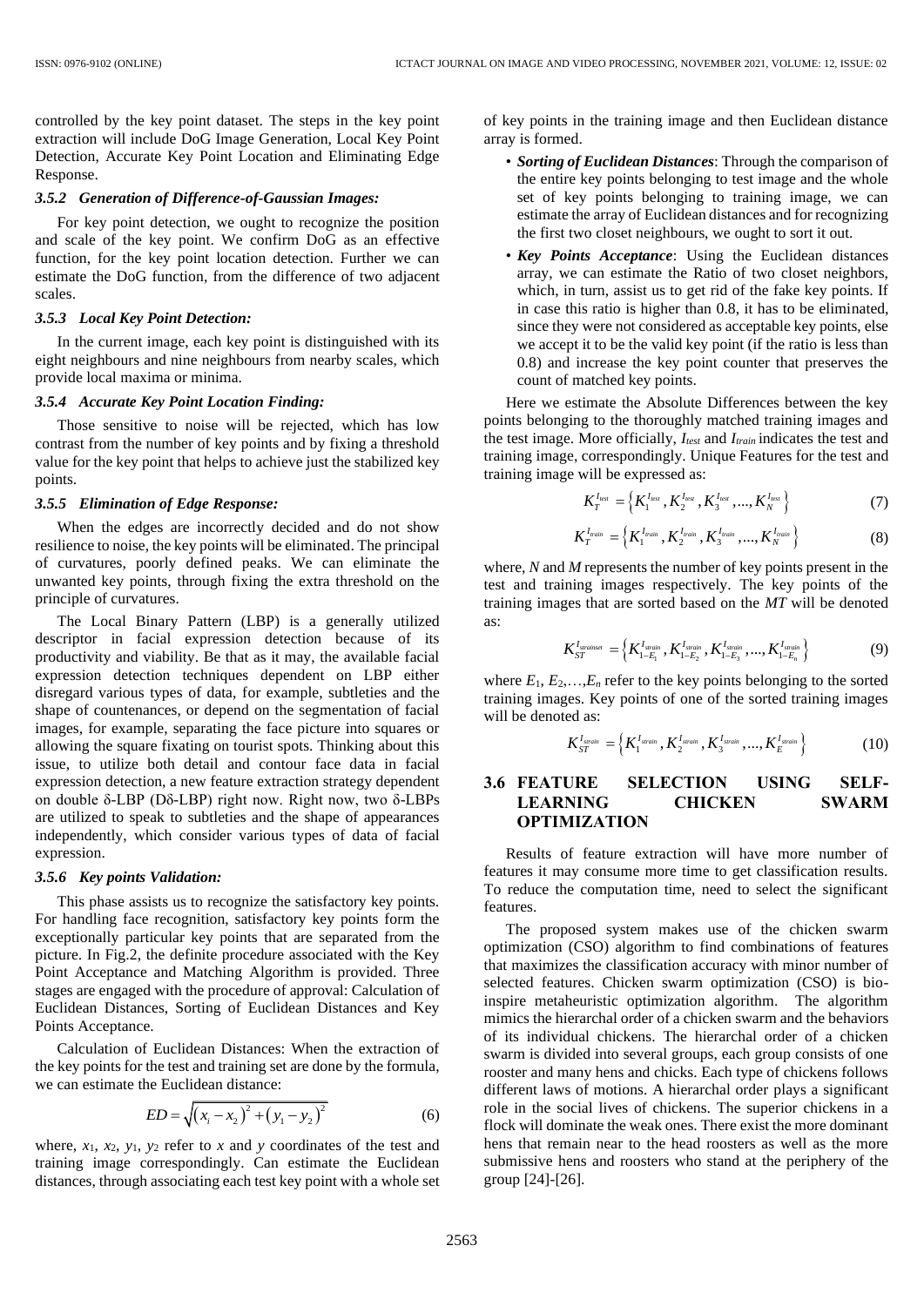controlled by the key point dataset. The steps in the key point extraction will include DoG Image Generation, Local Key Point Detection, Accurate Key Point Location and Eliminating Edge Response.

#### 3.5.2 Generation of Difference-of-Gaussian Images:

For key point detection, we ought to recognize the position and scale of the key point. We confirm DoG as an effective function, for the key point location detection. Further we can estimate the DoG function, from the difference of two adjacent scales.

#### 3.5.3 Local Key Point Detection:

In the current image, each key point is distinguished with its eight neighbours and nine neighbours from nearby scales, which provide local maxima or minima.

#### 3.5.4 Accurate Key Point Location Finding:

Those sensitive to noise will be rejected, which has low contrast from the number of key points and by fixing a threshold value for the key point that helps to achieve just the stabilized key points.

#### 3.5.5 Elimination of Edge Response:

When the edges are incorrectly decided and do not show resilience to noise, the key points will be eliminated. The principal of curvatures, poorly defined peaks. We can eliminate the unwanted key points, through fixing the extra threshold on the principle of curvatures.

The Local Binary Pattern (LBP) is a generally utilized descriptor in facial expression detection because of its productivity and viability. Be that as it may, the available facial expression detection techniques dependent on LBP either disregard various types of data, for example, subtleties and the shape of countenances, or depend on the segmentation of facial images, for example, separating the face picture into squares or allowing the square fixating on tourist spots. Thinking about this issue, to utilize both detail and contour face data in facial expression detection, a new feature extraction strategy dependent on double δ-LBP (Dδ-LBP) right now. Right now, two δ-LBPs are utilized to speak to subtleties and the shape of appearances independently, which consider various types of data of facial expression.

#### 3.5.6 Key points Validation:

This phase assists us to recognize the satisfactory key points. For handling face recognition, satisfactory key points form the exceptionally particular key points that are separated from the picture. In Fig.2, the definite procedure associated with the Key Point Acceptance and Matching Algorithm is provided. Three stages are engaged with the procedure of approval: Calculation of Euclidean Distances, Sorting of Euclidean Distances and Key Points Acceptance.

Calculation of Euclidean Distances: When the extraction of the key points for the test and training set are done by the formula, we can estimate the Euclidean distance:

$$ED = \sqrt{\left(x_i - x_2\right)^2 + \left(y_1 - y_2\right)^2} \tag{6}$$

where, $x_1$, $x_2$, $y_1$, $y_2$ refer to $x$ and $y$ coordinates of the test and training image correspondingly. Can estimate the Euclidean distances, through associating each test key point with a whole set of key points in the training image and then Euclidean distance array is formed.

- ***Sorting of Euclidean Distances***: Through the comparison of the entire key points belonging to test image and the whole set of key points belonging to training image, we can estimate the array of Euclidean distances and for recognizing the first two closet neighbours, we ought to sort it out.
- ***Key Points Acceptance***: Using the Euclidean distances array, we can estimate the Ratio of two closet neighbors, which, in turn, assist us to get rid of the fake key points. If in case this ratio is higher than 0.8, it has to be eliminated, since they were not considered as acceptable key points, else we accept it to be the valid key point (if the ratio is less than 0.8) and increase the key point counter that preserves the count of matched key points.

Here we estimate the Absolute Differences between the key points belonging to the thoroughly matched training images and the test image. More officially, $I_{test}$ and $I_{train}$ indicates the test and training image, correspondingly. Unique Features for the test and training image will be expressed as:

$$K_T^{I_{test}} = \left\{K_1^{I_{test}}, K_2^{I_{test}}, K_3^{I_{test}}, ..., K_N^{I_{test}}\right\} \tag{7}$$

$$K_T^{I_{train}} = \left\{K_1^{I_{train}}, K_2^{I_{train}}, K_3^{I_{train}}, ..., K_N^{I_{train}}\right\} \tag{8}$$

where, $N$ and $M$ represents the number of key points present in the test and training images respectively. The key points of the training images that are sorted based on the $MT$ will be denoted as:

$$K_{ST}^{I_{strainset}} = \left\{K_{1-E_1}^{I_{strain}}, K_{1-E_2}^{I_{strain}}, K_{1-E_3}^{I_{strain}}, ..., K_{1-E_n}^{I_{strain}}\right\} \tag{9}$$

where $E_1, E_2, \ldots, E_n$ refer to the key points belonging to the sorted training images. Key points of one of the sorted training images will be denoted as:

$$K_{ST}^{I_{strain}} = \left\{K_1^{I_{strain}}, K_2^{I_{strain}}, K_3^{I_{strain}}, ..., K_E^{I_{strain}}\right\} \tag{10}$$

### 3.6 FEATURE SELECTION USING SELF-LEARNING CHICKEN SWARM OPTIMIZATION

Results of feature extraction will have more number of features it may consume more time to get classification results. To reduce the computation time, need to select the significant features.

The proposed system makes use of the chicken swarm optimization (CSO) algorithm to find combinations of features that maximizes the classification accuracy with minor number of selected features. Chicken swarm optimization (CSO) is bio-inspire metaheuristic optimization algorithm. The algorithm mimics the hierarchal order of a chicken swarm and the behaviors of its individual chickens. The hierarchal order of a chicken swarm is divided into several groups, each group consists of one rooster and many hens and chicks. Each type of chickens follows different laws of motions. A hierarchal order plays a significant role in the social lives of chickens. The superior chickens in a flock will dominate the weak ones. There exist the more dominant hens that remain near to the head roosters as well as the more submissive hens and roosters who stand at the periphery of the group [24]-[26].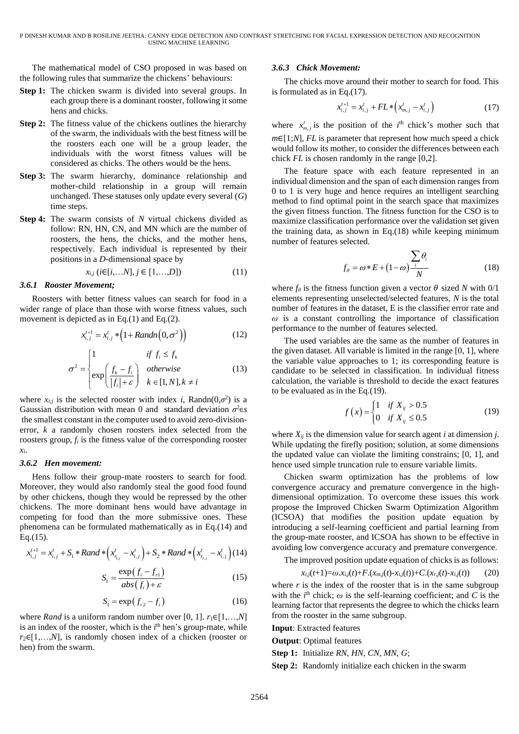The mathematical model of CSO proposed in was based on the following rules that summarize the chickens' behaviours:

**Step 1:** The chicken swarm is divided into several groups. In each group there is a dominant rooster, following it some hens and chicks.

**Step 2:** The fitness value of the chickens outlines the hierarchy of the swarm, the individuals with the best fitness will be the roosters each one will be a group leader, the individuals with the worst fitness values will be considered as chicks. The others would be the hens.

**Step 3:** The swarm hierarchy, dominance relationship and mother-child relationship in a group will remain unchanged. These statuses only update every several ($G$) time steps.

**Step 4:** The swarm consists of $N$ virtual chickens divided as follow: RN, HN, CN, and MN which are the number of roosters, the hens, the chicks, and the mother hens, respectively. Each individual is represented by their positions in a $D$-dimensional space by

$$x_{i,j}\ (i\in[i,\ldots N],\ j\in[1,\ldots,D]) \tag{11}$$

### 3.6.1 Rooster Movement;

Roosters with better fitness values can search for food in a wider range of place than those with worse fitness values, such movement is depicted as in Eq.(1) and Eq.(2).

$$x_{i,j}^{t+1} = x_{i,j}^{t} * \left(1 + Randn\left(0,\sigma^2\right)\right) \tag{12}$$

$$\sigma^2 = \begin{cases} 1 & if\ f_i \le f_k \\ \exp\left(\dfrac{f_k - f_i}{|f_i| + \varepsilon}\right) & otherwise \quad k \in [1,N], k \ne i \end{cases} \tag{13}$$

where $x_{i;j}$ is the selected rooster with index $i$, Randn($0,\sigma^2$) is a Gaussian distribution with mean 0 and standard deviation $\sigma^2 \in s$ the smallest constant in the computer used to avoid zero-division-error, $k$ a randomly chosen roosters index selected from the roosters group, $f_i$ is the fitness value of the corresponding rooster $x_i$.

### 3.6.2 Hen movement:

Hens follow their group-mate roosters to search for food. Moreover, they would also randomly steal the good food found by other chickens, though they would be repressed by the other chickens. The more dominant hens would have advantage in competing for food than the more submissive ones. These phenomena can be formulated mathematically as in Eq.(14) and Eq.(15).

$$x_{i,j}^{t+1} = x_{i,j}^{t} + S_1 * Rand * \left(x_{r_{1,j}}^{t} - x_{i,j}^{t}\right) + S_2 * Rand * \left(x_{r_{2,j}}^{t} - x_{i,j}^{t}\right) \tag{14}$$

$$S_1 = \frac{\exp\left(f_i - f_{r1}\right)}{abs\left(f_i\right) + \varepsilon} \tag{15}$$

$$S_1 = \exp\left(f_{r2} - f_i\right) \tag{16}$$

where *Rand* is a uniform random number over [0, 1]. $r_1 \in [1,\ldots,N]$ is an index of the rooster, which is the $i^{th}$ hen's group-mate, while $r_2 \in [1,\ldots,N]$, is randomly chosen index of a chicken (rooster or hen) from the swarm.

### 3.6.3 Chick Movement:

The chicks move around their mother to search for food. This is formulated as in Eq.(17).

$$x_{i,j}^{t+1} = x_{i,j}^{t} + FL * \left(x_{m,j}^{t} - x_{i,j}^{t}\right) \tag{17}$$

where $x_{m,j}^{t}$ is the position of the $i^{th}$ chick's mother such that $m\in[1;N]$, $FL$ is parameter that represent how much speed a chick would follow its mother, to consider the differences between each chick $FL$ is chosen randomly in the range [0,2].

The feature space with each feature represented in an individual dimension and the span of each dimension ranges from 0 to 1 is very huge and hence requires an intelligent searching method to find optimal point in the search space that maximizes the given fitness function. The fitness function for the CSO is to maximize classification performance over the validation set given the training data, as shown in Eq.(18) while keeping minimum number of features selected.

$$f_\theta = \omega * E + (1-\omega)\frac{\sum_i \theta_i}{N} \tag{18}$$

where $f_\theta$ is the fitness function given a vector $\theta$ sized $N$ with 0/1 elements representing unselected/selected features, $N$ is the total number of features in the dataset, E is the classifier error rate and $\omega$ is a constant controlling the importance of classification performance to the number of features selected.

The used variables are the same as the number of features in the given dataset. All variable is limited in the range [0, 1], where the variable value approaches to 1; its corresponding feature is candidate to be selected in classification. In individual fitness calculation, the variable is threshold to decide the exact features to be evaluated as in the Eq.(19).

$$f(x) = \begin{cases} 1 & if\ X_{ij} > 0.5 \\ 0 & if\ X_{ij} \le 0.5 \end{cases} \tag{19}$$

where $X_{ij}$ is the dimension value for search agent $i$ at dimension $j$. While updating the firefly position; solution, at some dimensions the updated value can violate the limiting constrains; [0, 1], and hence used simple truncation rule to ensure variable limits.

Chicken swarm optimization has the problems of low convergence accuracy and premature convergence in the high-dimensional optimization. To overcome these issues this work propose the Improved Chicken Swarm Optimization Algorithm (ICSOA) that modifies the position update equation by introducing a self-learning coefficient and partial learning from the group-mate rooster, and ICSOA has shown to be effective in avoiding low convergence accuracy and premature convergence.

The improved position update equation of chicks is as follows:

$$x_{i,j}(t+1) = \omega.x_{i,j}(t) + F.(x_{m,j}(t) - x_{i,j}(t)) + C.(x_{r,j}(t) - x_{i,j}(t)) \tag{20}$$

where $r$ is the index of the rooster that is in the same subgroup with the $i^{th}$ chick; $\omega$ is the self-learning coefficient; and $C$ is the learning factor that represents the degree to which the chicks learn from the rooster in the same subgroup.

**Input**: Extracted features

**Output**: Optimal features

**Step 1:** Initialize *RN*, *HN*, *CN*, *MN*, *G*;

**Step 2:** Randomly initialize each chicken in the swarm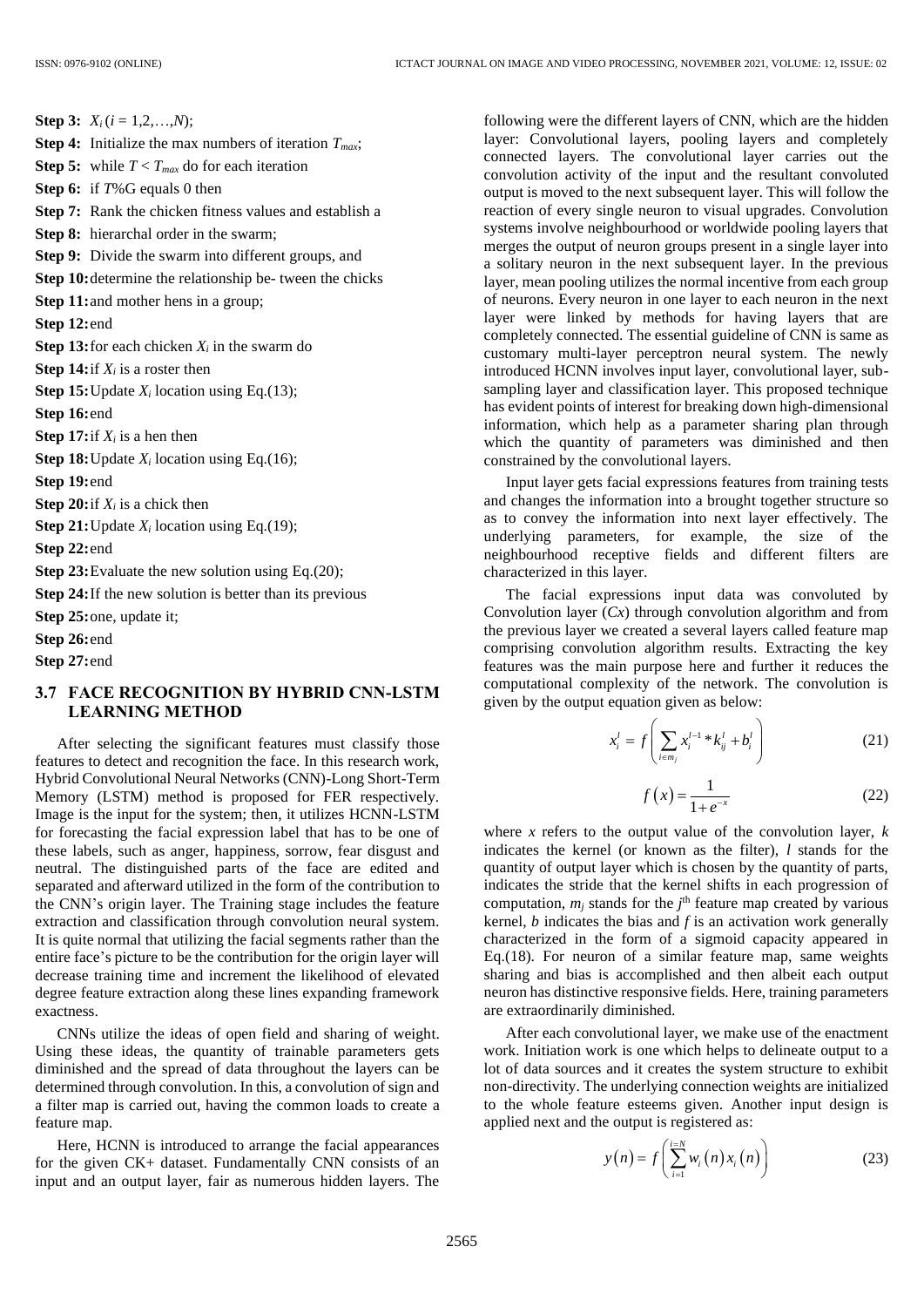**Step 3:** $X_i$ ($i$ = 1,2,…,$N$);

**Step 4:** Initialize the max numbers of iteration $T_{max}$;

**Step 5:** while $T < T_{max}$ do for each iteration

**Step 6:** if $T$%G equals 0 then

**Step 7:** Rank the chicken fitness values and establish a

**Step 8:** hierarchal order in the swarm;

**Step 9:** Divide the swarm into different groups, and

**Step 10:** determine the relationship be- tween the chicks

**Step 11:** and mother hens in a group;

**Step 12:** end

**Step 13:** for each chicken $X_i$ in the swarm do

**Step 14:** if $X_i$ is a roster then

**Step 15:** Update $X_i$ location using Eq.(13);

**Step 16:** end

**Step 17:** if $X_i$ is a hen then

**Step 18:** Update $X_i$ location using Eq.(16);

**Step 19:** end

**Step 20:** if $X_i$ is a chick then

**Step 21:** Update $X_i$ location using Eq.(19);

**Step 22:** end

**Step 23:** Evaluate the new solution using Eq.(20);

**Step 24:** If the new solution is better than its previous

**Step 25:** one, update it;

**Step 26:** end

**Step 27:** end

### 3.7 FACE RECOGNITION BY HYBRID CNN-LSTM LEARNING METHOD

After selecting the significant features must classify those features to detect and recognition the face. In this research work, Hybrid Convolutional Neural Networks (CNN)-Long Short-Term Memory (LSTM) method is proposed for FER respectively. Image is the input for the system; then, it utilizes HCNN-LSTM for forecasting the facial expression label that has to be one of these labels, such as anger, happiness, sorrow, fear disgust and neutral. The distinguished parts of the face are edited and separated and afterward utilized in the form of the contribution to the CNN's origin layer. The Training stage includes the feature extraction and classification through convolution neural system. It is quite normal that utilizing the facial segments rather than the entire face's picture to be the contribution for the origin layer will decrease training time and increment the likelihood of elevated degree feature extraction along these lines expanding framework exactness.

CNNs utilize the ideas of open field and sharing of weight. Using these ideas, the quantity of trainable parameters gets diminished and the spread of data throughout the layers can be determined through convolution. In this, a convolution of sign and a filter map is carried out, having the common loads to create a feature map.

Here, HCNN is introduced to arrange the facial appearances for the given CK+ dataset. Fundamentally CNN consists of an input and an output layer, fair as numerous hidden layers. The following were the different layers of CNN, which are the hidden layer: Convolutional layers, pooling layers and completely connected layers. The convolutional layer carries out the convolution activity of the input and the resultant convoluted output is moved to the next subsequent layer. This will follow the reaction of every single neuron to visual upgrades. Convolution systems involve neighbourhood or worldwide pooling layers that merges the output of neuron groups present in a single layer into a solitary neuron in the next subsequent layer. In the previous layer, mean pooling utilizes the normal incentive from each group of neurons. Every neuron in one layer to each neuron in the next layer were linked by methods for having layers that are completely connected. The essential guideline of CNN is same as customary multi-layer perceptron neural system. The newly introduced HCNN involves input layer, convolutional layer, sub-sampling layer and classification layer. This proposed technique has evident points of interest for breaking down high-dimensional information, which help as a parameter sharing plan through which the quantity of parameters was diminished and then constrained by the convolutional layers.

Input layer gets facial expressions features from training tests and changes the information into a brought together structure so as to convey the information into next layer effectively. The underlying parameters, for example, the size of the neighbourhood receptive fields and different filters are characterized in this layer.

The facial expressions input data was convoluted by Convolution layer ($Cx$) through convolution algorithm and from the previous layer we created a several layers called feature map comprising convolution algorithm results. Extracting the key features was the main purpose here and further it reduces the computational complexity of the network. The convolution is given by the output equation given as below:

$$x_i^l = f\left(\sum_{i\in m_j} x_i^{l-1} * k_{ij}^l + b_i^l\right) \tag{21}$$

$$f(x) = \frac{1}{1+e^{-x}} \tag{22}$$

where $x$ refers to the output value of the convolution layer, $k$ indicates the kernel (or known as the filter), $l$ stands for the quantity of output layer which is chosen by the quantity of parts, indicates the stride that the kernel shifts in each progression of computation, $m_j$ stands for the $j^{\text{th}}$ feature map created by various kernel, $b$ indicates the bias and $f$ is an activation work generally characterized in the form of a sigmoid capacity appeared in Eq.(18). For neuron of a similar feature map, same weights sharing and bias is accomplished and then albeit each output neuron has distinctive responsive fields. Here, training parameters are extraordinarily diminished.

After each convolutional layer, we make use of the enactment work. Initiation work is one which helps to delineate output to a lot of data sources and it creates the system structure to exhibit non-directivity. The underlying connection weights are initialized to the whole feature esteems given. Another input design is applied next and the output is registered as:

$$y(n) = f\left(\sum_{i=1}^{i=N} w_i(n)\, x_i(n)\right) \tag{23}$$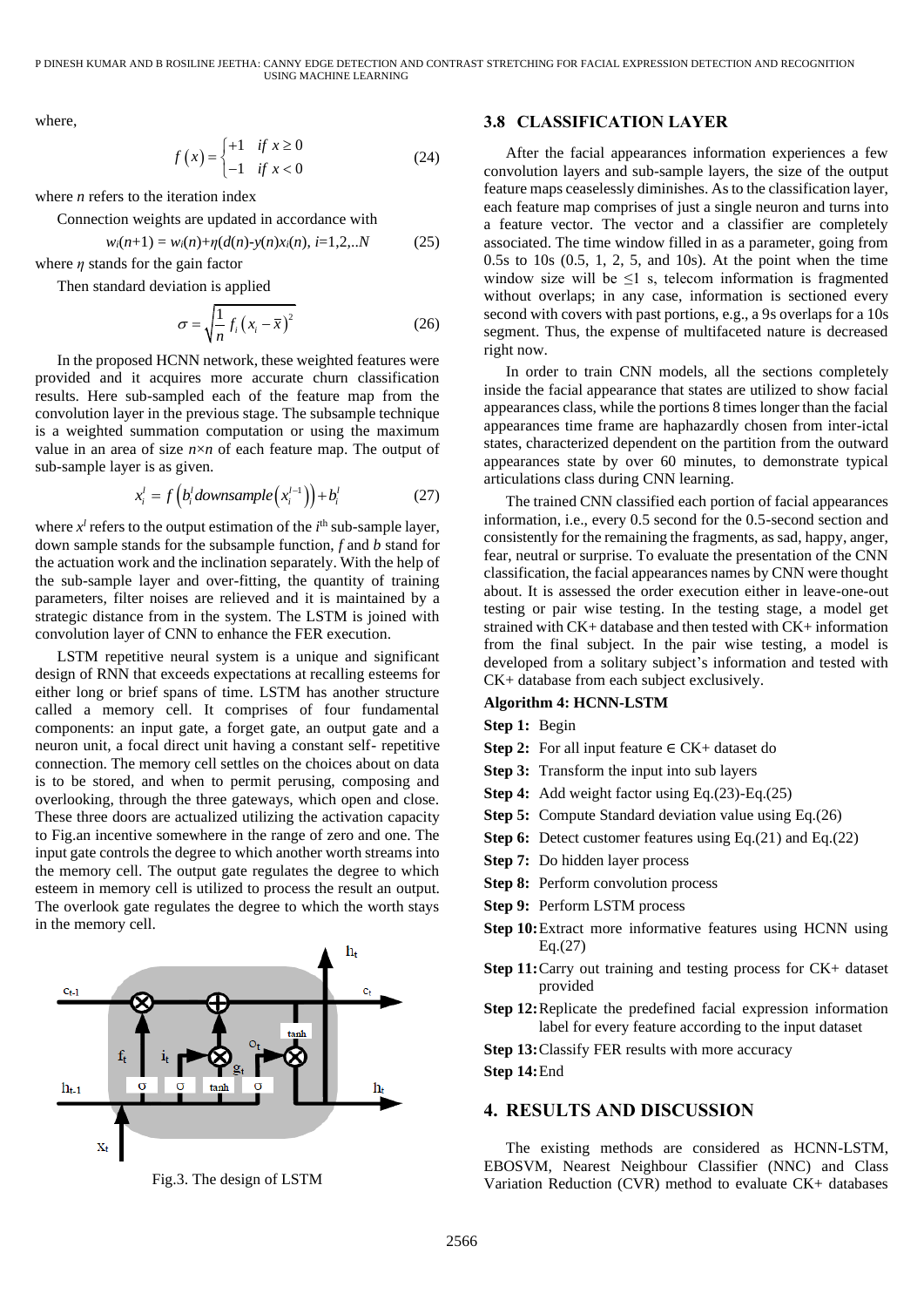where,

$$f(x) = \begin{cases} +1 & \text{if } x \geq 0 \\ -1 & \text{if } x < 0 \end{cases} \tag{24}$$

where *n* refers to the iteration index

Connection weights are updated in accordance with

$$w_i(n+1) = w_i(n)+\eta(d(n)-y(n)x_i(n),\ i=1,2,..N \tag{25}$$

where $\eta$ stands for the gain factor

Then standard deviation is applied

$$\sigma = \sqrt{\frac{1}{n} f_i \left(x_i - \bar{x}\right)^2} \tag{26}$$

In the proposed HCNN network, these weighted features were provided and it acquires more accurate churn classification results. Here sub-sampled each of the feature map from the convolution layer in the previous stage. The subsample technique is a weighted summation computation or using the maximum value in an area of size $n \times n$ of each feature map. The output of sub-sample layer is as given.

$$x_i^l = f\left(b_i^l downsample\left(x_i^{l-1}\right)\right) + b_i^l \tag{27}$$

where $x^l$ refers to the output estimation of the $i^{th}$ sub-sample layer, down sample stands for the subsample function, *f* and *b* stand for the actuation work and the inclination separately. With the help of the sub-sample layer and over-fitting, the quantity of training parameters, filter noises are relieved and it is maintained by a strategic distance from in the system. The LSTM is joined with convolution layer of CNN to enhance the FER execution.

LSTM repetitive neural system is a unique and significant design of RNN that exceeds expectations at recalling esteems for either long or brief spans of time. LSTM has another structure called a memory cell. It comprises of four fundamental components: an input gate, a forget gate, an output gate and a neuron unit, a focal direct unit having a constant self- repetitive connection. The memory cell settles on the choices about on data is to be stored, and when to permit perusing, composing and overlooking, through the three gateways, which open and close. These three doors are actualized utilizing the activation capacity to Fig.an incentive somewhere in the range of zero and one. The input gate controls the degree to which another worth streams into the memory cell. The output gate regulates the degree to which esteem in memory cell is utilized to process the result an output. The overlook gate regulates the degree to which the worth stays in the memory cell.

Fig.3. The design of LSTM

## 3.8 CLASSIFICATION LAYER

After the facial appearances information experiences a few convolution layers and sub-sample layers, the size of the output feature maps ceaselessly diminishes. As to the classification layer, each feature map comprises of just a single neuron and turns into a feature vector. The vector and a classifier are completely associated. The time window filled in as a parameter, going from 0.5s to 10s (0.5, 1, 2, 5, and 10s). At the point when the time window size will be ≤1 s, telecom information is fragmented without overlaps; in any case, information is sectioned every second with covers with past portions, e.g., a 9s overlaps for a 10s segment. Thus, the expense of multifaceted nature is decreased right now.

In order to train CNN models, all the sections completely inside the facial appearance that states are utilized to show facial appearances class, while the portions 8 times longer than the facial appearances time frame are haphazardly chosen from inter-ictal states, characterized dependent on the partition from the outward appearances state by over 60 minutes, to demonstrate typical articulations class during CNN learning.

The trained CNN classified each portion of facial appearances information, i.e., every 0.5 second for the 0.5-second section and consistently for the remaining the fragments, as sad, happy, anger, fear, neutral or surprise. To evaluate the presentation of the CNN classification, the facial appearances names by CNN were thought about. It is assessed the order execution either in leave-one-out testing or pair wise testing. In the testing stage, a model get strained with CK+ database and then tested with CK+ information from the final subject. In the pair wise testing, a model is developed from a solitary subject's information and tested with CK+ database from each subject exclusively.

**Algorithm 4: HCNN-LSTM**

**Step 1:** Begin

**Step 2:** For all input feature ∈ CK+ dataset do

**Step 3:** Transform the input into sub layers

**Step 4:** Add weight factor using Eq.(23)-Eq.(25)

**Step 5:** Compute Standard deviation value using Eq.(26)

**Step 6:** Detect customer features using Eq.(21) and Eq.(22)

**Step 7:** Do hidden layer process

**Step 8:** Perform convolution process

**Step 9:** Perform LSTM process

**Step 10:** Extract more informative features using HCNN using Eq.(27)

**Step 11:** Carry out training and testing process for CK+ dataset provided

**Step 12:** Replicate the predefined facial expression information label for every feature according to the input dataset

**Step 13:** Classify FER results with more accuracy

**Step 14:** End

# 4. RESULTS AND DISCUSSION

The existing methods are considered as HCNN-LSTM, EBOSVM, Nearest Neighbour Classifier (NNC) and Class Variation Reduction (CVR) method to evaluate CK+ databases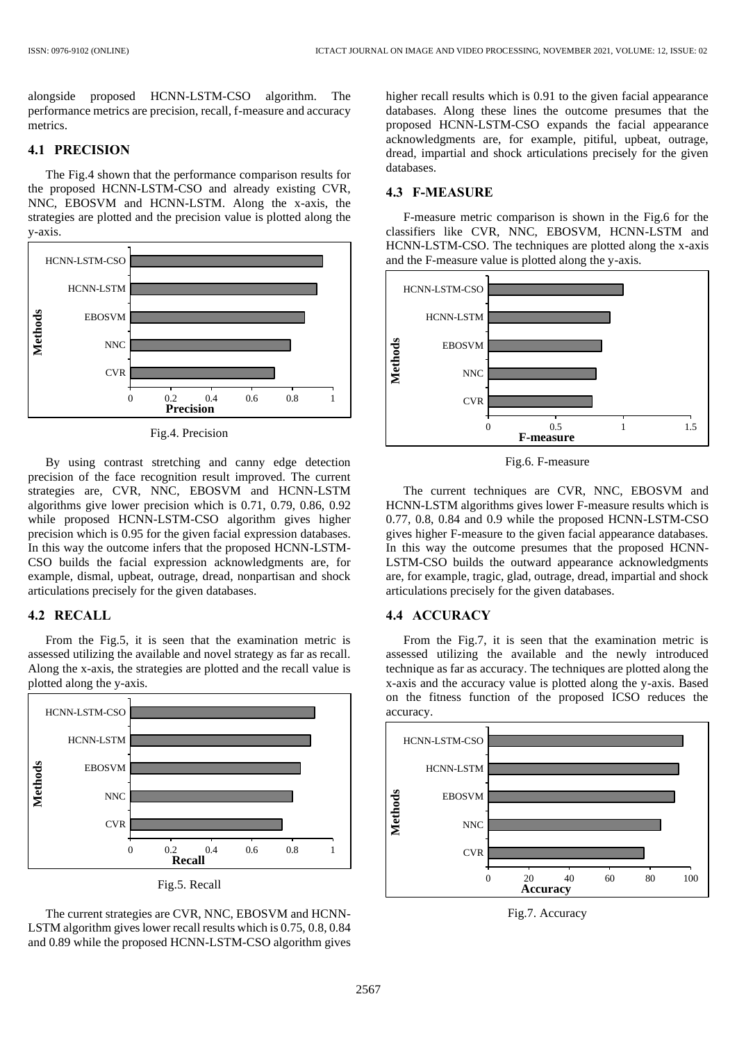alongside proposed HCNN-LSTM-CSO algorithm. The performance metrics are precision, recall, f-measure and accuracy metrics.

### 4.1 PRECISION

The Fig.4 shown that the performance comparison results for the proposed HCNN-LSTM-CSO and already existing CVR, NNC, EBOSVM and HCNN-LSTM. Along the x-axis, the strategies are plotted and the precision value is plotted along the y-axis.

Fig.4. Precision

By using contrast stretching and canny edge detection precision of the face recognition result improved. The current strategies are, CVR, NNC, EBOSVM and HCNN-LSTM algorithms give lower precision which is 0.71, 0.79, 0.86, 0.92 while proposed HCNN-LSTM-CSO algorithm gives higher precision which is 0.95 for the given facial expression databases. In this way the outcome infers that the proposed HCNN-LSTM-CSO builds the facial expression acknowledgments are, for example, dismal, upbeat, outrage, dread, nonpartisan and shock articulations precisely for the given databases.

### 4.2 RECALL

From the Fig.5, it is seen that the examination metric is assessed utilizing the available and novel strategy as far as recall. Along the x-axis, the strategies are plotted and the recall value is plotted along the y-axis.

Fig.5. Recall

The current strategies are CVR, NNC, EBOSVM and HCNN-LSTM algorithm gives lower recall results which is 0.75, 0.8, 0.84 and 0.89 while the proposed HCNN-LSTM-CSO algorithm gives higher recall results which is 0.91 to the given facial appearance databases. Along these lines the outcome presumes that the proposed HCNN-LSTM-CSO expands the facial appearance acknowledgments are, for example, pitiful, upbeat, outrage, dread, impartial and shock articulations precisely for the given databases.

### 4.3 F-MEASURE

F-measure metric comparison is shown in the Fig.6 for the classifiers like CVR, NNC, EBOSVM, HCNN-LSTM and HCNN-LSTM-CSO. The techniques are plotted along the x-axis and the F-measure value is plotted along the y-axis.

Fig.6. F-measure

The current techniques are CVR, NNC, EBOSVM and HCNN-LSTM algorithms gives lower F-measure results which is 0.77, 0.8, 0.84 and 0.9 while the proposed HCNN-LSTM-CSO gives higher F-measure to the given facial appearance databases. In this way the outcome presumes that the proposed HCNN-LSTM-CSO builds the outward appearance acknowledgments are, for example, tragic, glad, outrage, dread, impartial and shock articulations precisely for the given databases.

### 4.4 ACCURACY

From the Fig.7, it is seen that the examination metric is assessed utilizing the available and the newly introduced technique as far as accuracy. The techniques are plotted along the x-axis and the accuracy value is plotted along the y-axis. Based on the fitness function of the proposed ICSO reduces the accuracy.

Fig.7. Accuracy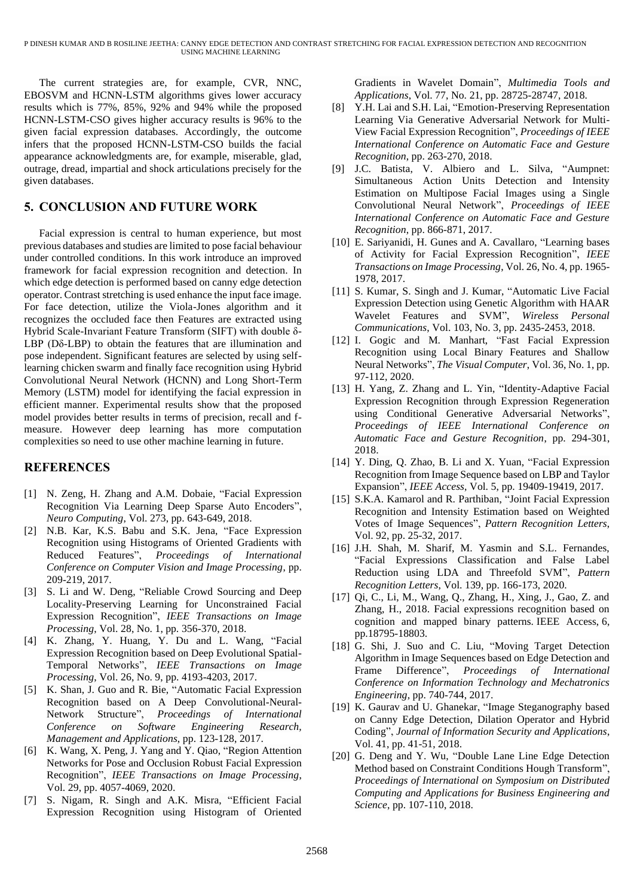The current strategies are, for example, CVR, NNC, EBOSVM and HCNN-LSTM algorithms gives lower accuracy results which is 77%, 85%, 92% and 94% while the proposed HCNN-LSTM-CSO gives higher accuracy results is 96% to the given facial expression databases. Accordingly, the outcome infers that the proposed HCNN-LSTM-CSO builds the facial appearance acknowledgments are, for example, miserable, glad, outrage, dread, impartial and shock articulations precisely for the given databases.

## 5. CONCLUSION AND FUTURE WORK

Facial expression is central to human experience, but most previous databases and studies are limited to pose facial behaviour under controlled conditions. In this work introduce an improved framework for facial expression recognition and detection. In which edge detection is performed based on canny edge detection operator. Contrast stretching is used enhance the input face image. For face detection, utilize the Viola-Jones algorithm and it recognizes the occluded face then Features are extracted using Hybrid Scale-Invariant Feature Transform (SIFT) with double δ-LBP (Dδ-LBP) to obtain the features that are illumination and pose independent. Significant features are selected by using self-learning chicken swarm and finally face recognition using Hybrid Convolutional Neural Network (HCNN) and Long Short-Term Memory (LSTM) model for identifying the facial expression in efficient manner. Experimental results show that the proposed model provides better results in terms of precision, recall and f-measure. However deep learning has more computation complexities so need to use other machine learning in future.

## REFERENCES

[1] N. Zeng, H. Zhang and A.M. Dobaie, "Facial Expression Recognition Via Learning Deep Sparse Auto Encoders", *Neuro Computing*, Vol. 273, pp. 643-649, 2018.

[2] N.B. Kar, K.S. Babu and S.K. Jena, "Face Expression Recognition using Histograms of Oriented Gradients with Reduced Features", *Proceedings of International Conference on Computer Vision and Image Processing*, pp. 209-219, 2017.

[3] S. Li and W. Deng, "Reliable Crowd Sourcing and Deep Locality-Preserving Learning for Unconstrained Facial Expression Recognition", *IEEE Transactions on Image Processing*, Vol. 28, No. 1, pp. 356-370, 2018.

[4] K. Zhang, Y. Huang, Y. Du and L. Wang, "Facial Expression Recognition based on Deep Evolutional Spatial-Temporal Networks", *IEEE Transactions on Image Processing*, Vol. 26, No. 9, pp. 4193-4203, 2017.

[5] K. Shan, J. Guo and R. Bie, "Automatic Facial Expression Recognition based on A Deep Convolutional-Neural-Network Structure", *Proceedings of International Conference on Software Engineering Research, Management and Applications*, pp. 123-128, 2017.

[6] K. Wang, X. Peng, J. Yang and Y. Qiao, "Region Attention Networks for Pose and Occlusion Robust Facial Expression Recognition", *IEEE Transactions on Image Processing*, Vol. 29, pp. 4057-4069, 2020.

[7] S. Nigam, R. Singh and A.K. Misra, "Efficient Facial Expression Recognition using Histogram of Oriented Gradients in Wavelet Domain", *Multimedia Tools and Applications*, Vol. 77, No. 21, pp. 28725-28747, 2018.

[8] Y.H. Lai and S.H. Lai, "Emotion-Preserving Representation Learning Via Generative Adversarial Network for Multi-View Facial Expression Recognition", *Proceedings of IEEE International Conference on Automatic Face and Gesture Recognition*, pp. 263-270, 2018.

[9] J.C. Batista, V. Albiero and L. Silva, "Aumpnet: Simultaneous Action Units Detection and Intensity Estimation on Multipose Facial Images using a Single Convolutional Neural Network", *Proceedings of IEEE International Conference on Automatic Face and Gesture Recognition*, pp. 866-871, 2017.

[10] E. Sariyanidi, H. Gunes and A. Cavallaro, "Learning bases of Activity for Facial Expression Recognition", *IEEE Transactions on Image Processing*, Vol. 26, No. 4, pp. 1965-1978, 2017.

[11] S. Kumar, S. Singh and J. Kumar, "Automatic Live Facial Expression Detection using Genetic Algorithm with HAAR Wavelet Features and SVM", *Wireless Personal Communications*, Vol. 103, No. 3, pp. 2435-2453, 2018.

[12] I. Gogic and M. Manhart, "Fast Facial Expression Recognition using Local Binary Features and Shallow Neural Networks", *The Visual Computer*, Vol. 36, No. 1, pp. 97-112, 2020.

[13] H. Yang, Z. Zhang and L. Yin, "Identity-Adaptive Facial Expression Recognition through Expression Regeneration using Conditional Generative Adversarial Networks", *Proceedings of IEEE International Conference on Automatic Face and Gesture Recognition*, pp. 294-301, 2018.

[14] Y. Ding, Q. Zhao, B. Li and X. Yuan, "Facial Expression Recognition from Image Sequence based on LBP and Taylor Expansion", *IEEE Access*, Vol. 5, pp. 19409-19419, 2017.

[15] S.K.A. Kamarol and R. Parthiban, "Joint Facial Expression Recognition and Intensity Estimation based on Weighted Votes of Image Sequences", *Pattern Recognition Letters*, Vol. 92, pp. 25-32, 2017.

[16] J.H. Shah, M. Sharif, M. Yasmin and S.L. Fernandes, "Facial Expressions Classification and False Label Reduction using LDA and Threefold SVM", *Pattern Recognition Letters*, Vol. 139, pp. 166-173, 2020.

[17] Qi, C., Li, M., Wang, Q., Zhang, H., Xing, J., Gao, Z. and Zhang, H., 2018. Facial expressions recognition based on cognition and mapped binary patterns. IEEE Access, 6, pp.18795-18803.

[18] G. Shi, J. Suo and C. Liu, "Moving Target Detection Algorithm in Image Sequences based on Edge Detection and Frame Difference", *Proceedings of International Conference on Information Technology and Mechatronics Engineering*, pp. 740-744, 2017.

[19] K. Gaurav and U. Ghanekar, "Image Steganography based on Canny Edge Detection, Dilation Operator and Hybrid Coding", *Journal of Information Security and Applications*, Vol. 41, pp. 41-51, 2018.

[20] G. Deng and Y. Wu, "Double Lane Line Edge Detection Method based on Constraint Conditions Hough Transform", *Proceedings of International on Symposium on Distributed Computing and Applications for Business Engineering and Science*, pp. 107-110, 2018.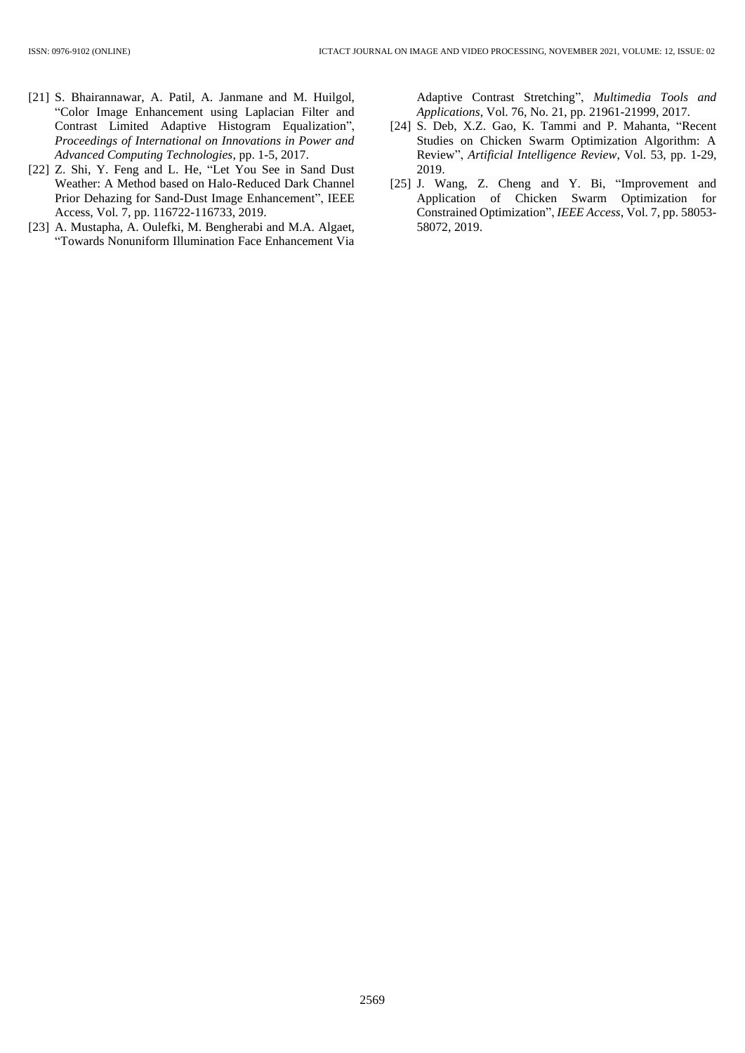[21] S. Bhairannawar, A. Patil, A. Janmane and M. Huilgol, "Color Image Enhancement using Laplacian Filter and Contrast Limited Adaptive Histogram Equalization", *Proceedings of International on Innovations in Power and Advanced Computing Technologies*, pp. 1-5, 2017.

[22] Z. Shi, Y. Feng and L. He, "Let You See in Sand Dust Weather: A Method based on Halo-Reduced Dark Channel Prior Dehazing for Sand-Dust Image Enhancement", IEEE Access, Vol. 7, pp. 116722-116733, 2019.

[23] A. Mustapha, A. Oulefki, M. Bengherabi and M.A. Algaet, "Towards Nonuniform Illumination Face Enhancement Via Adaptive Contrast Stretching", *Multimedia Tools and Applications*, Vol. 76, No. 21, pp. 21961-21999, 2017.

[24] S. Deb, X.Z. Gao, K. Tammi and P. Mahanta, "Recent Studies on Chicken Swarm Optimization Algorithm: A Review", *Artificial Intelligence Review*, Vol. 53, pp. 1-29, 2019.

[25] J. Wang, Z. Cheng and Y. Bi, "Improvement and Application of Chicken Swarm Optimization for Constrained Optimization", *IEEE Access*, Vol. 7, pp. 58053-58072, 2019.